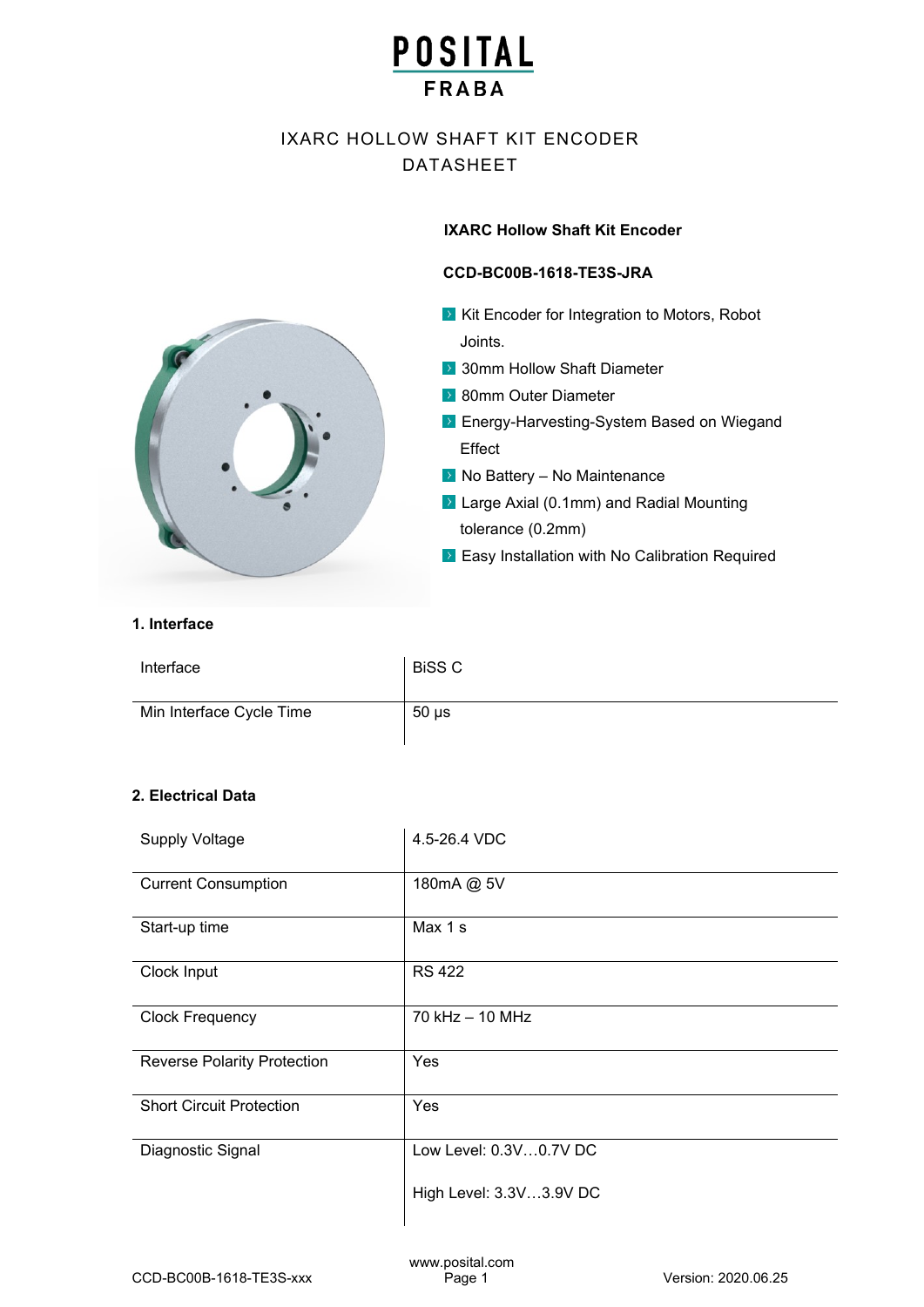# IXARC HOLLOW SHAFT KIT ENCODER DATASHEET

**IXARC Hollow Shaft Kit Encoder**

**CCD-BC00B-1618-TE3S-JRA**

- Kit Encoder for Integration to Motors, Robot Joints.
- 30mm Hollow Shaft Diameter
- 80mm Outer Diameter
- Energy-Harvesting-System Based on Wiegand Effect
- No Battery – No Maintenance
- Large Axial (0.1mm) and Radial Mounting tolerance (0.2mm)
- Easy Installation with No Calibration Required

## 1. Interface

| | |
|---|---|
| Interface | BiSS C |
| Min Interface Cycle Time | 50 µs |

## 2. Electrical Data

| | |
|---|---|
| Supply Voltage | 4.5-26.4 VDC |
| Current Consumption | 180mA @ 5V |
| Start-up time | Max 1 s |
| Clock Input | RS 422 |
| Clock Frequency | 70 kHz – 10 MHz |
| Reverse Polarity Protection | Yes |
| Short Circuit Protection | Yes |
| Diagnostic Signal | Low Level: 0.3V…0.7V DC<br>High Level: 3.3V…3.9V DC |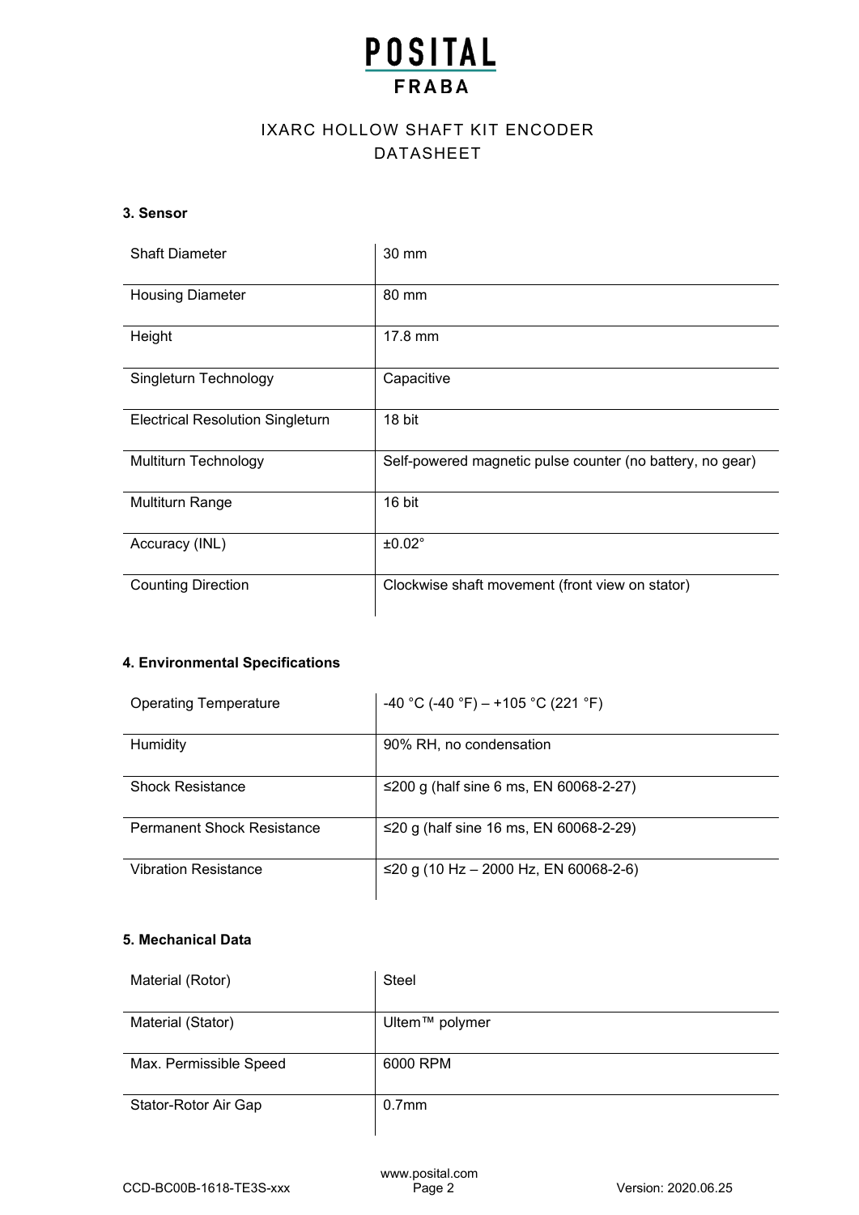# IXARC HOLLOW SHAFT KIT ENCODER DATASHEET

### 3. Sensor

| | |
|---|---|
| Shaft Diameter | 30 mm |
| Housing Diameter | 80 mm |
| Height | 17.8 mm |
| Singleturn Technology | Capacitive |
| Electrical Resolution Singleturn | 18 bit |
| Multiturn Technology | Self-powered magnetic pulse counter (no battery, no gear) |
| Multiturn Range | 16 bit |
| Accuracy (INL) | ±0.02° |
| Counting Direction | Clockwise shaft movement (front view on stator) |

### 4. Environmental Specifications

| | |
|---|---|
| Operating Temperature | -40 °C (-40 °F) – +105 °C (221 °F) |
| Humidity | 90% RH, no condensation |
| Shock Resistance | ≤200 g (half sine 6 ms, EN 60068-2-27) |
| Permanent Shock Resistance | ≤20 g (half sine 16 ms, EN 60068-2-29) |
| Vibration Resistance | ≤20 g (10 Hz – 2000 Hz, EN 60068-2-6) |

### 5. Mechanical Data

| | |
|---|---|
| Material (Rotor) | Steel |
| Material (Stator) | Ultem™ polymer |
| Max. Permissible Speed | 6000 RPM |
| Stator-Rotor Air Gap | 0.7mm |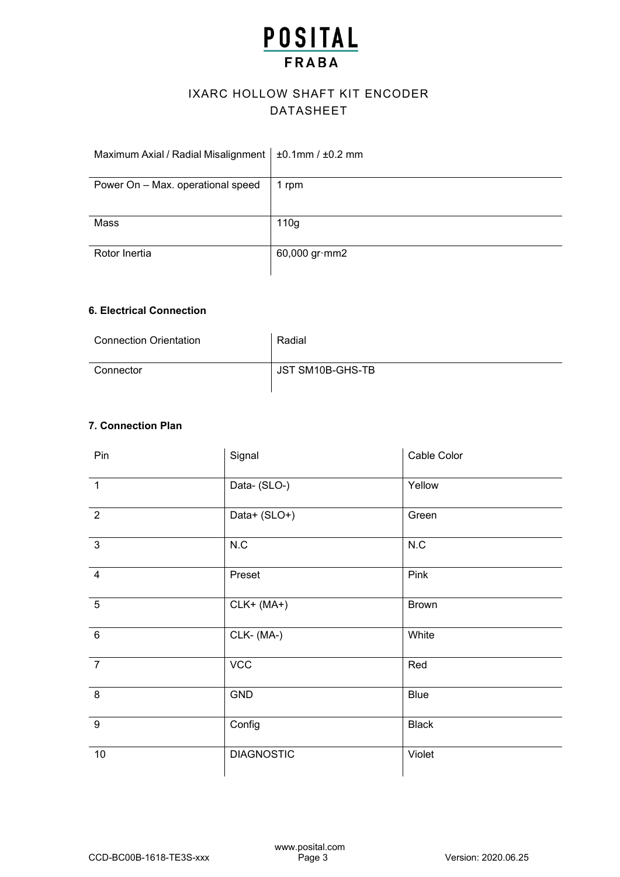| Maximum Axial / Radial Misalignment | ±0.1mm / ±0.2 mm |
| --- | --- |
| Power On – Max. operational speed | 1 rpm |
| Mass | 110g |
| Rotor Inertia | 60,000 gr·mm2 |

### 6. Electrical Connection

| Connection Orientation | Radial |
| --- | --- |
| Connector | JST SM10B-GHS-TB |

### 7. Connection Plan

| Pin | Signal | Cable Color |
| --- | --- | --- |
| 1 | Data- (SLO-) | Yellow |
| 2 | Data+ (SLO+) | Green |
| 3 | N.C | N.C |
| 4 | Preset | Pink |
| 5 | CLK+ (MA+) | Brown |
| 6 | CLK- (MA-) | White |
| 7 | VCC | Red |
| 8 | GND | Blue |
| 9 | Config | Black |
| 10 | DIAGNOSTIC | Violet |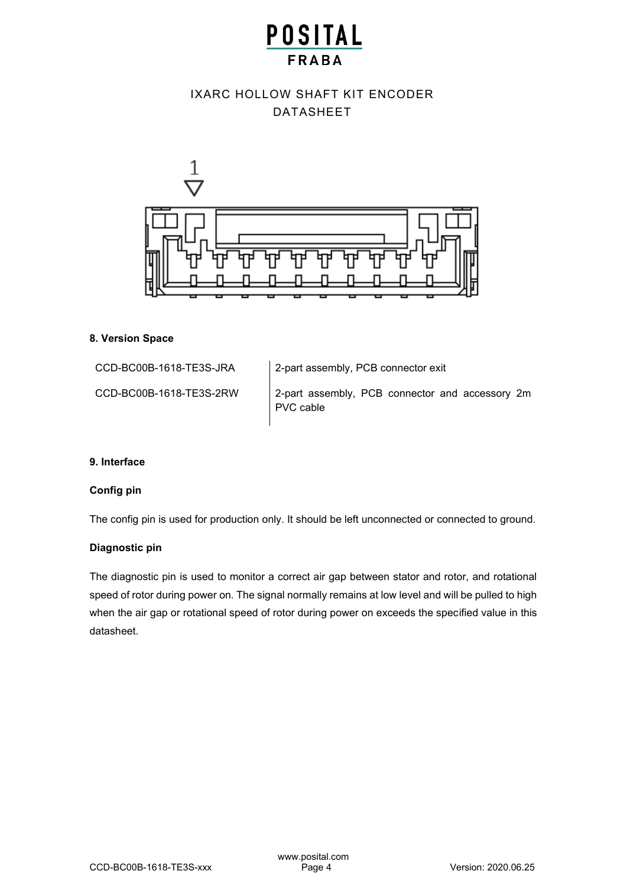1

## 8. Version Space

| | |
|---|---|
| CCD-BC00B-1618-TE3S-JRA | 2-part assembly, PCB connector exit |
| CCD-BC00B-1618-TE3S-2RW | 2-part assembly, PCB connector and accessory 2m PVC cable |

## 9. Interface

### Config pin

The config pin is used for production only. It should be left unconnected or connected to ground.

### Diagnostic pin

The diagnostic pin is used to monitor a correct air gap between stator and rotor, and rotational speed of rotor during power on. The signal normally remains at low level and will be pulled to high when the air gap or rotational speed of rotor during power on exceeds the specified value in this datasheet.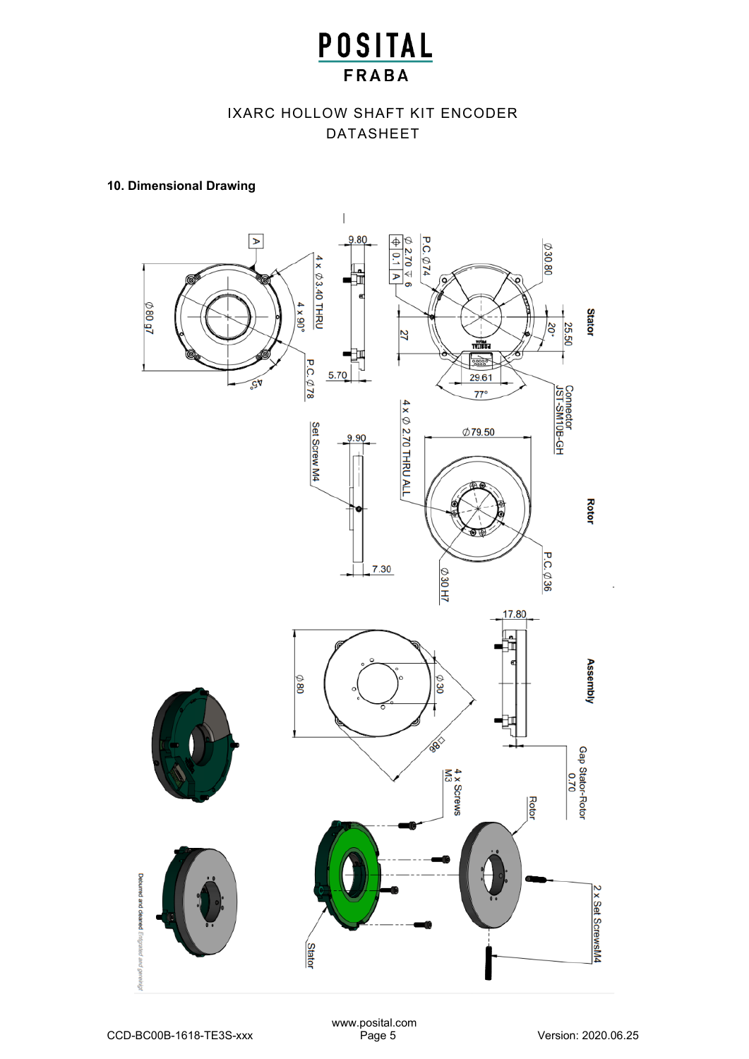## 10. Dimensional Drawing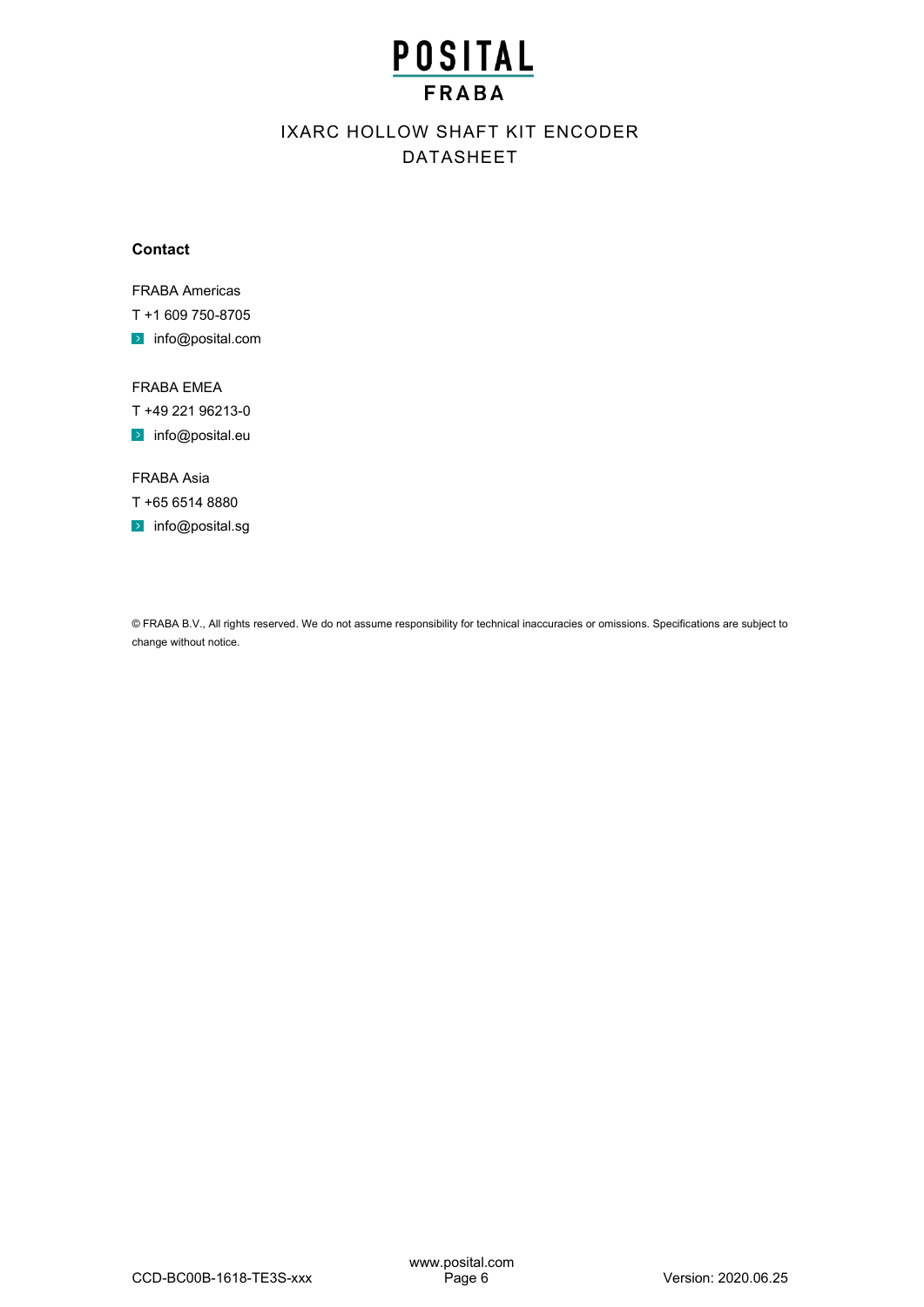# POSITAL
## FRABA

IXARC HOLLOW SHAFT KIT ENCODER
DATASHEET

**Contact**

FRABA Americas
T +1 609 750-8705
info@posital.com

FRABA EMEA
T +49 221 96213-0
info@posital.eu

FRABA Asia
T +65 6514 8880
info@posital.sg

© FRABA B.V., All rights reserved. We do not assume responsibility for technical inaccuracies or omissions. Specifications are subject to change without notice.